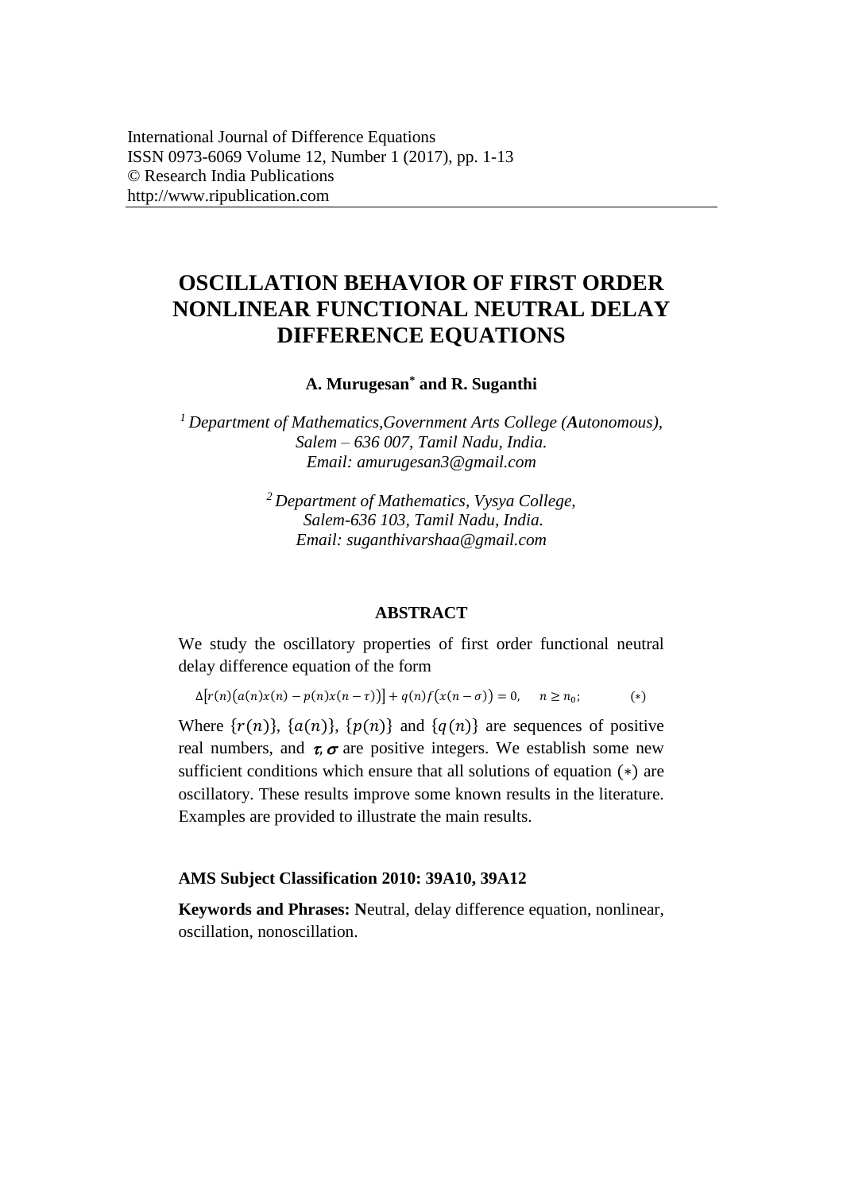# OSCILLATION BEHAVIOR OF FIRST ORDER NONLINEAR FUNCTIONAL NEUTRAL DELAY DIFFERENCE EQUATIONS

**A. Murugesan* and R. Suganthi**

[1] *Department of Mathematics,Government Arts College (**A**utonomous), Salem – 636 007, Tamil Nadu, India. Email: amurugesan3@gmail.com*

[2] *Department of Mathematics, Vysya College, Salem-636 103, Tamil Nadu, India. Email: suganthivarshaa@gmail.com*

## ABSTRACT

We study the oscillatory properties of first order functional neutral delay difference equation of the form

$$\Delta\big[r(n)\big(a(n)x(n) - p(n)x(n-\tau)\big)\big] + q(n)f\big(x(n-\sigma)\big) = 0, \quad n \geq n_0; \qquad (*)$$

Where $\{r(n)\}$, $\{a(n)\}$, $\{p(n)\}$ and $\{q(n)\}$ are sequences of positive real numbers, and $\boldsymbol{\tau}, \boldsymbol{\sigma}$ are positive integers. We establish some new sufficient conditions which ensure that all solutions of equation $(*)$ are oscillatory. These results improve some known results in the literature. Examples are provided to illustrate the main results.

**AMS Subject Classification 2010: 39A10, 39A12**

**Keywords and Phrases: N**eutral, delay difference equation, nonlinear, oscillation, nonoscillation.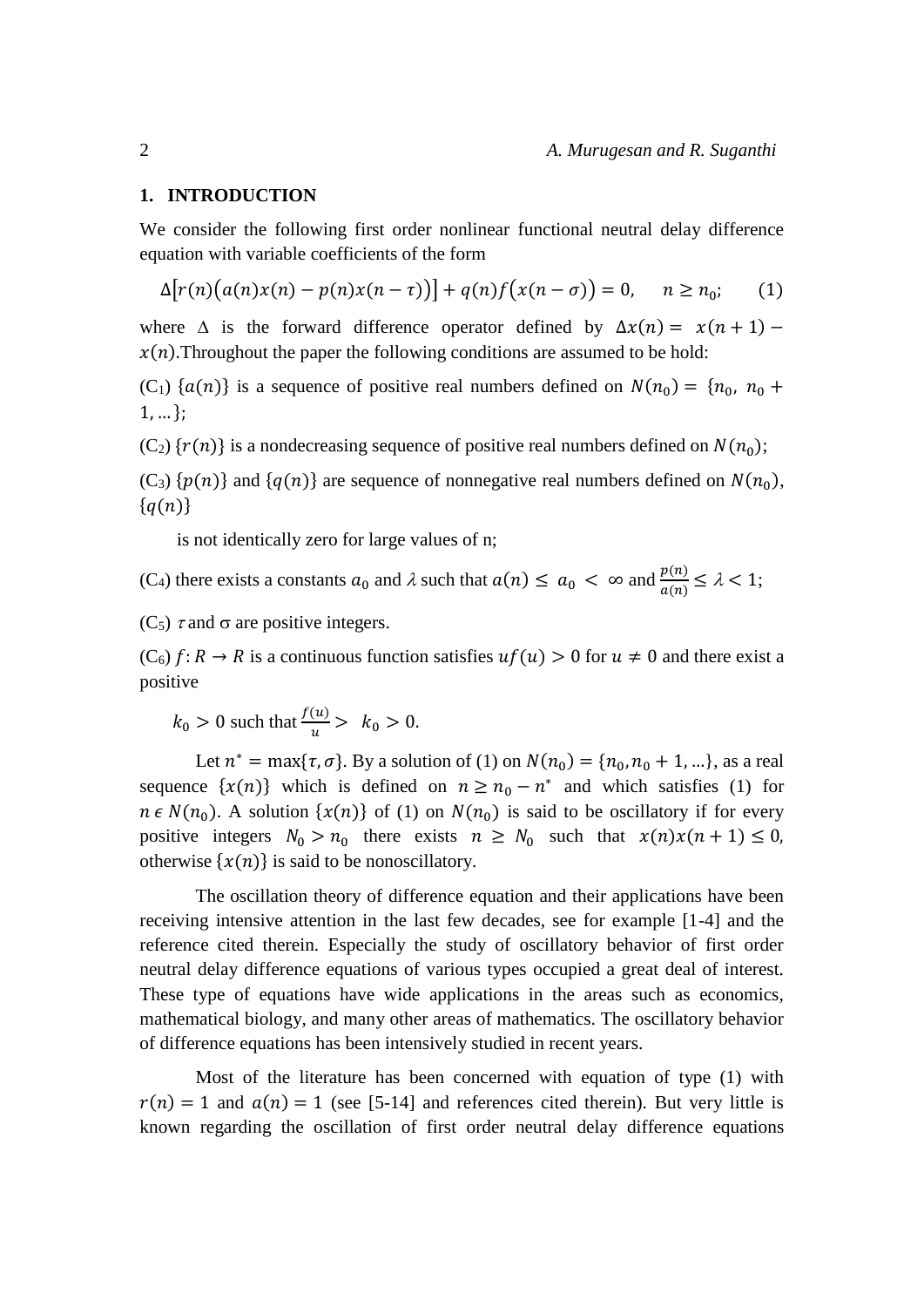## 1. INTRODUCTION

We consider the following first order nonlinear functional neutral delay difference equation with variable coefficients of the form

$$\Delta\big[r(n)\big(a(n)x(n) - p(n)x(n-\tau)\big)\big] + q(n)f\big(x(n-\sigma)\big) = 0, \quad n \ge n_0; \qquad (1)$$

where $\Delta$ is the forward difference operator defined by $\Delta x(n) = x(n+1) - x(n)$.Throughout the paper the following conditions are assumed to be hold:

(C[1]) $\{a(n)\}$ is a sequence of positive real numbers defined on $N(n_0) = \{n_0,\ n_0 + 1, \ldots\}$;

(C[2]) $\{r(n)\}$ is a nondecreasing sequence of positive real numbers defined on $N(n_0)$;

(C[3]) $\{p(n)\}$ and $\{q(n)\}$ are sequence of nonnegative real numbers defined on $N(n_0)$, $\{q(n)\}$

is not identically zero for large values of n;

(C[4]) there exists a constants $a_0$ and $\lambda$ such that $a(n) \le a_0 < \infty$ and $\frac{p(n)}{a(n)} \le \lambda < 1$;

(C[5]) $\tau$ and $\sigma$ are positive integers.

(C[6]) $f: R \to R$ is a continuous function satisfies $uf(u) > 0$ for $u \ne 0$ and there exist a positive

$k_0 > 0$ such that $\frac{f(u)}{u} > k_0 > 0$.

Let $n^* = \max\{\tau, \sigma\}$. By a solution of (1) on $N(n_0) = \{n_0, n_0 + 1, \ldots\}$, as a real sequence $\{x(n)\}$ which is defined on $n \ge n_0 - n^*$ and which satisfies (1) for $n \in N(n_0)$. A solution $\{x(n)\}$ of (1) on $N(n_0)$ is said to be oscillatory if for every positive integers $N_0 > n_0$ there exists $n \ge N_0$ such that $x(n)x(n+1) \le 0$, otherwise $\{x(n)\}$ is said to be nonoscillatory.

The oscillation theory of difference equation and their applications have been receiving intensive attention in the last few decades, see for example [1-4] and the reference cited therein. Especially the study of oscillatory behavior of first order neutral delay difference equations of various types occupied a great deal of interest. These type of equations have wide applications in the areas such as economics, mathematical biology, and many other areas of mathematics. The oscillatory behavior of difference equations has been intensively studied in recent years.

Most of the literature has been concerned with equation of type (1) with $r(n) = 1$ and $a(n) = 1$ (see [5-14] and references cited therein). But very little is known regarding the oscillation of first order neutral delay difference equations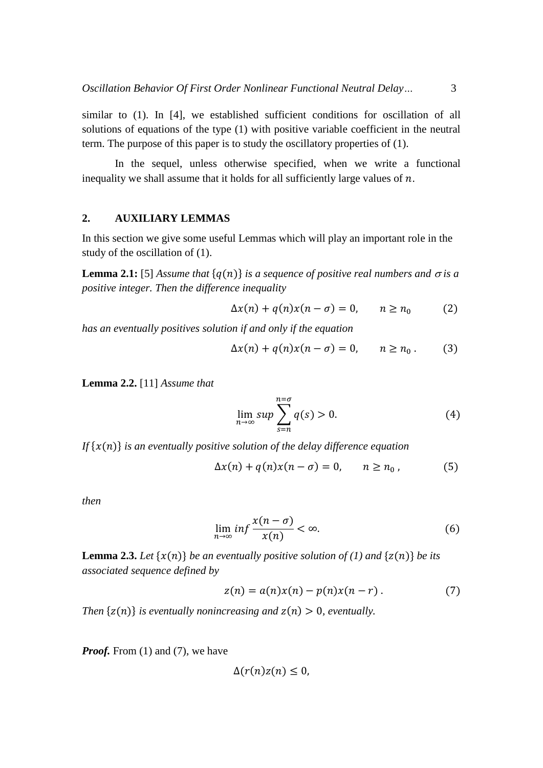similar to (1). In [4], we established sufficient conditions for oscillation of all solutions of equations of the type (1) with positive variable coefficient in the neutral term. The purpose of this paper is to study the oscillatory properties of (1).

In the sequel, unless otherwise specified, when we write a functional inequality we shall assume that it holds for all sufficiently large values of $n$.

## 2. AUXILIARY LEMMAS

In this section we give some useful Lemmas which will play an important role in the study of the oscillation of (1).

**Lemma 2.1:** [5] *Assume that $\{q(n)\}$ is a sequence of positive real numbers and $\sigma$ is a positive integer. Then the difference inequality*

$$\Delta x(n) + q(n)x(n-\sigma) = 0, \qquad n \geq n_0 \tag{2}$$

*has an eventually positives solution if and only if the equation*

$$\Delta x(n) + q(n)x(n-\sigma) = 0, \qquad n \geq n_0\,. \tag{3}$$

**Lemma 2.2.** [11] *Assume that*

$$\lim_{n\to\infty} sup \sum_{s=n}^{n=\sigma} q(s) > 0. \tag{4}$$

*If $\{x(n)\}$ is an eventually positive solution of the delay difference equation*

$$\Delta x(n) + q(n)x(n-\sigma) = 0, \qquad n \geq n_0\,, \tag{5}$$

*then*

$$\lim_{n\to\infty} inf \frac{x(n-\sigma)}{x(n)} < \infty. \tag{6}$$

**Lemma 2.3.** *Let $\{x(n)\}$ be an eventually positive solution of (1) and $\{z(n)\}$ be its associated sequence defined by*

$$z(n) = a(n)x(n) - p(n)x(n-r)\,. \tag{7}$$

*Then $\{z(n)\}$ is eventually nonincreasing and $z(n) > 0$, eventually.*

***Proof.*** From (1) and (7), we have

$$\Delta(r(n)z(n) \leq 0,$$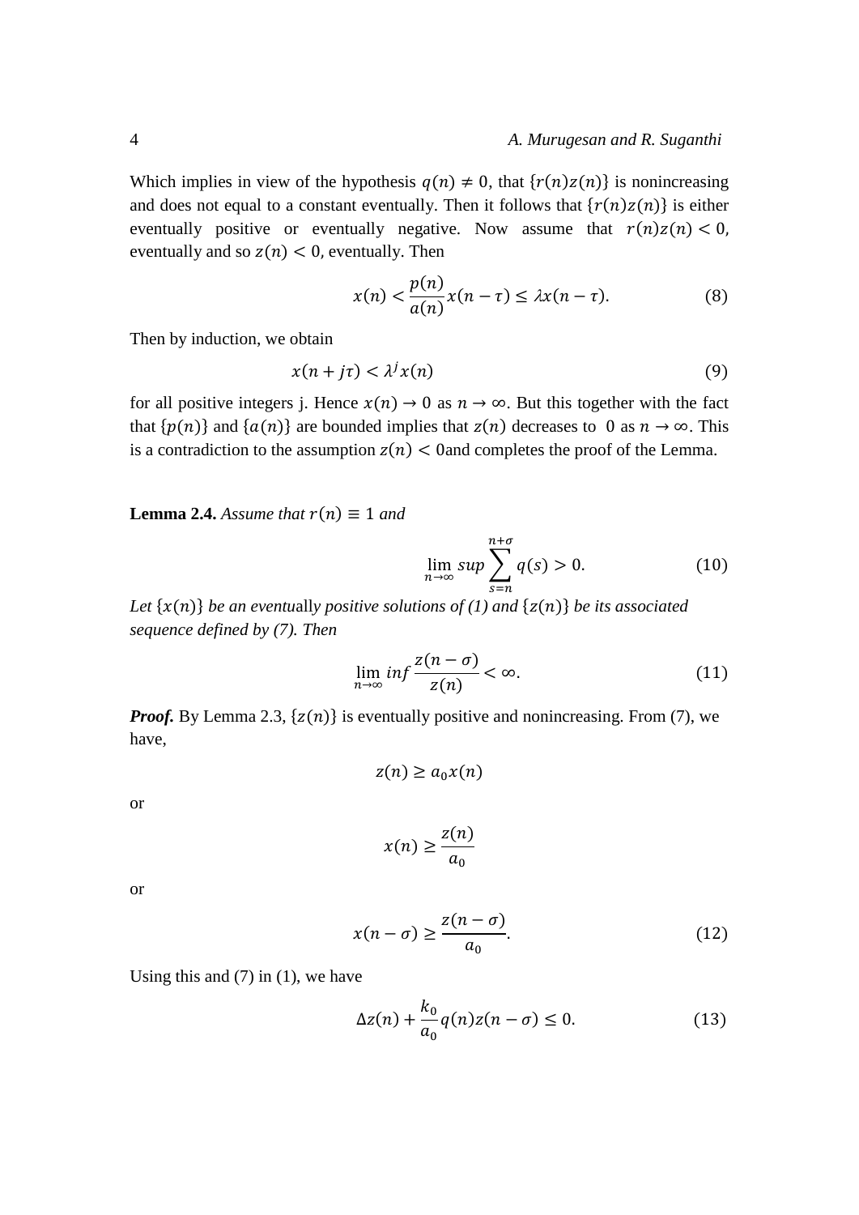Which implies in view of the hypothesis $q(n) \neq 0$, that $\{r(n)z(n)\}$ is nonincreasing and does not equal to a constant eventually. Then it follows that $\{r(n)z(n)\}$ is either eventually positive or eventually negative. Now assume that $r(n)z(n) < 0$, eventually and so $z(n) < 0$, eventually. Then

$$x(n) < \frac{p(n)}{a(n)}x(n-\tau) \leq \lambda x(n-\tau). \tag{8}$$

Then by induction, we obtain

$$x(n+j\tau) < \lambda^j x(n) \tag{9}$$

for all positive integers j. Hence $x(n) \to 0$ as $n \to \infty$. But this together with the fact that $\{p(n)\}$ and $\{a(n)\}$ are bounded implies that $z(n)$ decreases to 0 as $n \to \infty$. This is a contradiction to the assumption $z(n) < 0$and completes the proof of the Lemma.

**Lemma 2.4.** *Assume that $r(n) \equiv 1$ and*

$$\lim_{n\to\infty} sup \sum_{s=n}^{n+\sigma} q(s) > 0. \tag{10}$$

*Let $\{x(n)\}$ be an eventually positive solutions of (1) and $\{z(n)\}$ be its associated sequence defined by (7). Then*

$$\lim_{n\to\infty} inf \frac{z(n-\sigma)}{z(n)} < \infty. \tag{11}$$

***Proof.*** By Lemma 2.3, $\{z(n)\}$ is eventually positive and nonincreasing. From (7), we have,

$$z(n) \geq a_0 x(n)$$

or

$$x(n) \geq \frac{z(n)}{a_0}$$

or

$$x(n-\sigma) \geq \frac{z(n-\sigma)}{a_0}. \tag{12}$$

Using this and (7) in (1), we have

$$\Delta z(n) + \frac{k_0}{a_0} q(n) z(n-\sigma) \leq 0. \tag{13}$$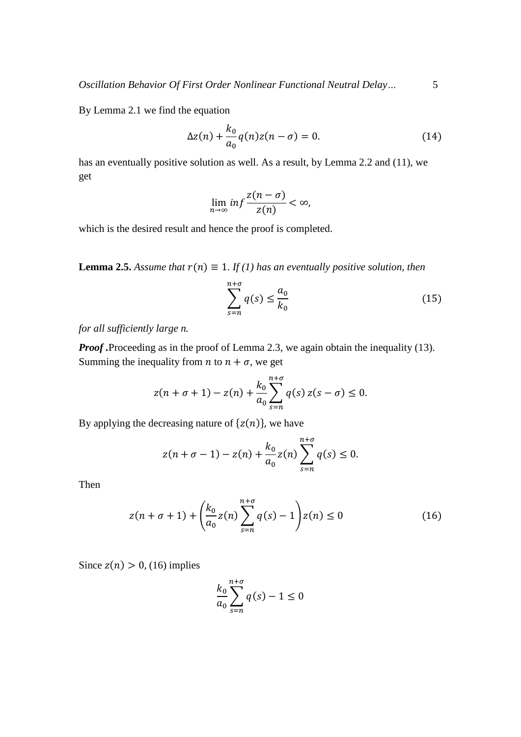By Lemma 2.1 we find the equation

$$\Delta z(n) + \frac{k_0}{a_0} q(n) z(n-\sigma) = 0. \tag{14}$$

has an eventually positive solution as well. As a result, by Lemma 2.2 and (11), we get

$$\lim_{n\to\infty} inf \frac{z(n-\sigma)}{z(n)} < \infty,$$

which is the desired result and hence the proof is completed.

**Lemma 2.5.** *Assume that* $r(n) \equiv 1$. *If (1) has an eventually positive solution, then*

$$\sum_{s=n}^{n+\sigma} q(s) \le \frac{a_0}{k_0} \tag{15}$$

*for all sufficiently large n.*

***Proof*** **.**Proceeding as in the proof of Lemma 2.3, we again obtain the inequality (13). Summing the inequality from $n$ to $n+\sigma$, we get

$$z(n+\sigma+1) - z(n) + \frac{k_0}{a_0} \sum_{s=n}^{n+\sigma} q(s)\, z(s-\sigma) \le 0.$$

By applying the decreasing nature of $\{z(n)\}$, we have

$$z(n+\sigma-1) - z(n) + \frac{k_0}{a_0} z(n) \sum_{s=n}^{n+\sigma} q(s) \le 0.$$

Then

$$z(n+\sigma+1) + \left( \frac{k_0}{a_0} z(n) \sum_{s=n}^{n+\sigma} q(s) - 1 \right) z(n) \le 0 \tag{16}$$

Since $z(n) > 0$, (16) implies

$$\frac{k_0}{a_0} \sum_{s=n}^{n+\sigma} q(s) - 1 \le 0$$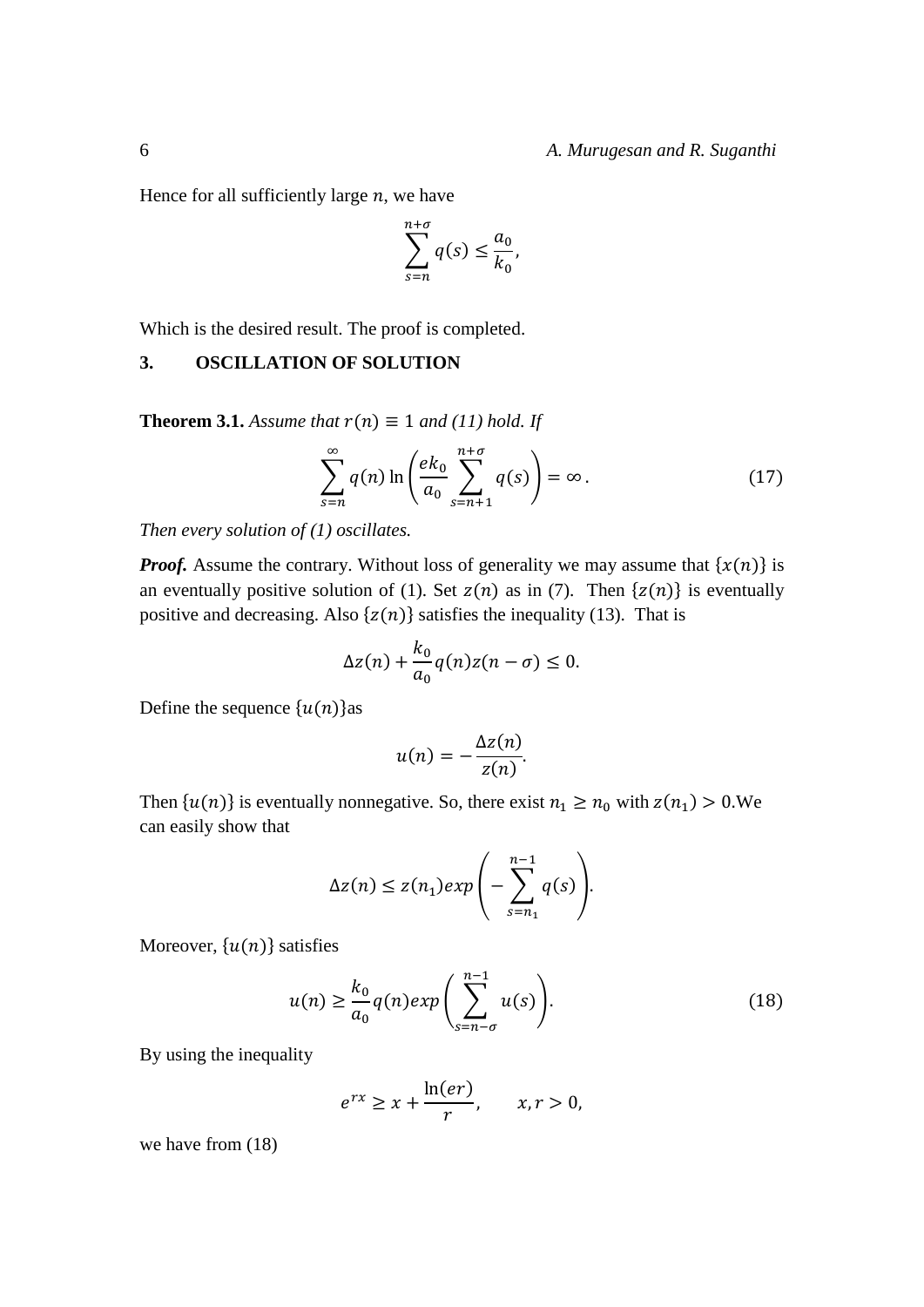Hence for all sufficiently large $n$, we have

$$\sum_{s=n}^{n+\sigma} q(s) \le \frac{a_0}{k_0},$$

Which is the desired result. The proof is completed.

## 3. OSCILLATION OF SOLUTION

**Theorem 3.1.** *Assume that $r(n) \equiv 1$ and (11) hold. If*

$$\sum_{s=n}^{\infty} q(n) \ln\left(\frac{ek_0}{a_0} \sum_{s=n+1}^{n+\sigma} q(s)\right) = \infty . \tag{17}$$

*Then every solution of (1) oscillates.*

***Proof.*** Assume the contrary. Without loss of generality we may assume that $\{x(n)\}$ is an eventually positive solution of (1). Set $z(n)$ as in (7). Then $\{z(n)\}$ is eventually positive and decreasing. Also $\{z(n)\}$ satisfies the inequality (13). That is

$$\Delta z(n) + \frac{k_0}{a_0} q(n) z(n-\sigma) \le 0.$$

Define the sequence $\{u(n)\}$as

$$u(n) = -\frac{\Delta z(n)}{z(n)}.$$

Then $\{u(n)\}$ is eventually nonnegative. So, there exist $n_1 \ge n_0$ with $z(n_1) > 0$.We can easily show that

$$\Delta z(n) \le z(n_1) exp\left(-\sum_{s=n_1}^{n-1} q(s)\right).$$

Moreover, $\{u(n)\}$ satisfies

$$u(n) \ge \frac{k_0}{a_0} q(n) exp\left(\sum_{s=n-\sigma}^{n-1} u(s)\right). \tag{18}$$

By using the inequality

$$e^{rx} \ge x + \frac{\ln(er)}{r}, \qquad x, r > 0,$$

we have from (18)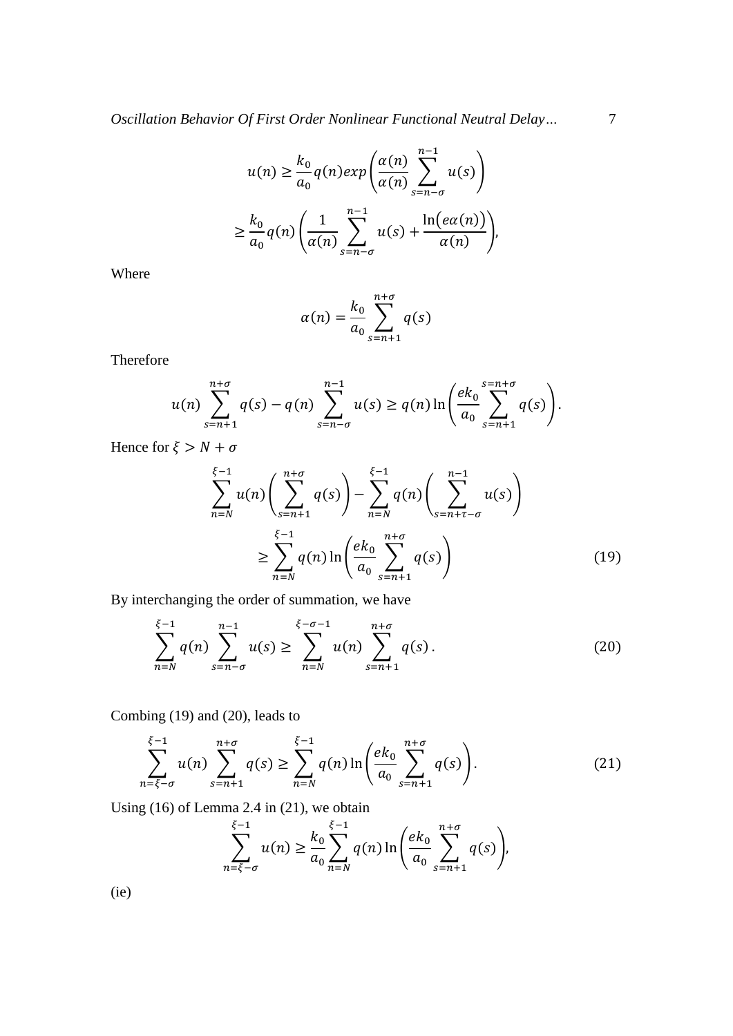$$u(n) \geq \frac{k_0}{a_0} q(n) exp\left(\frac{\alpha(n)}{\alpha(n)} \sum_{s=n-\sigma}^{n-1} u(s)\right)$$

$$\geq \frac{k_0}{a_0} q(n) \left(\frac{1}{\alpha(n)} \sum_{s=n-\sigma}^{n-1} u(s) + \frac{\ln\big(e\alpha(n)\big)}{\alpha(n)}\right),$$

Where

$$\alpha(n) = \frac{k_0}{a_0} \sum_{s=n+1}^{n+\sigma} q(s)$$

Therefore

$$u(n) \sum_{s=n+1}^{n+\sigma} q(s) - q(n) \sum_{s=n-\sigma}^{n-1} u(s) \geq q(n) \ln\left(\frac{ek_0}{a_0} \sum_{s=n+1}^{s=n+\sigma} q(s)\right).$$

Hence for $\xi > N + \sigma$

$$\sum_{n=N}^{\xi-1} u(n) \left(\sum_{s=n+1}^{n+\sigma} q(s)\right) - \sum_{n=N}^{\xi-1} q(n) \left(\sum_{s=n+\tau-\sigma}^{n-1} u(s)\right)$$
$$\geq \sum_{n=N}^{\xi-1} q(n) \ln\left(\frac{ek_0}{a_0} \sum_{s=n+1}^{n+\sigma} q(s)\right) \tag{19}$$

By interchanging the order of summation, we have

$$\sum_{n=N}^{\xi-1} q(n) \sum_{s=n-\sigma}^{n-1} u(s) \geq \sum_{n=N}^{\xi-\sigma-1} u(n) \sum_{s=n+1}^{n+\sigma} q(s)\,. \tag{20}$$

Combing (19) and (20), leads to

$$\sum_{n=\xi-\sigma}^{\xi-1} u(n) \sum_{s=n+1}^{n+\sigma} q(s) \geq \sum_{n=N}^{\xi-1} q(n) \ln\left(\frac{ek_0}{a_0} \sum_{s=n+1}^{n+\sigma} q(s)\right). \tag{21}$$

Using (16) of Lemma 2.4 in (21), we obtain

$$\sum_{n=\xi-\sigma}^{\xi-1} u(n) \geq \frac{k_0}{a_0} \sum_{n=N}^{\xi-1} q(n) \ln\left(\frac{ek_0}{a_0} \sum_{s=n+1}^{n+\sigma} q(s)\right),$$

(ie)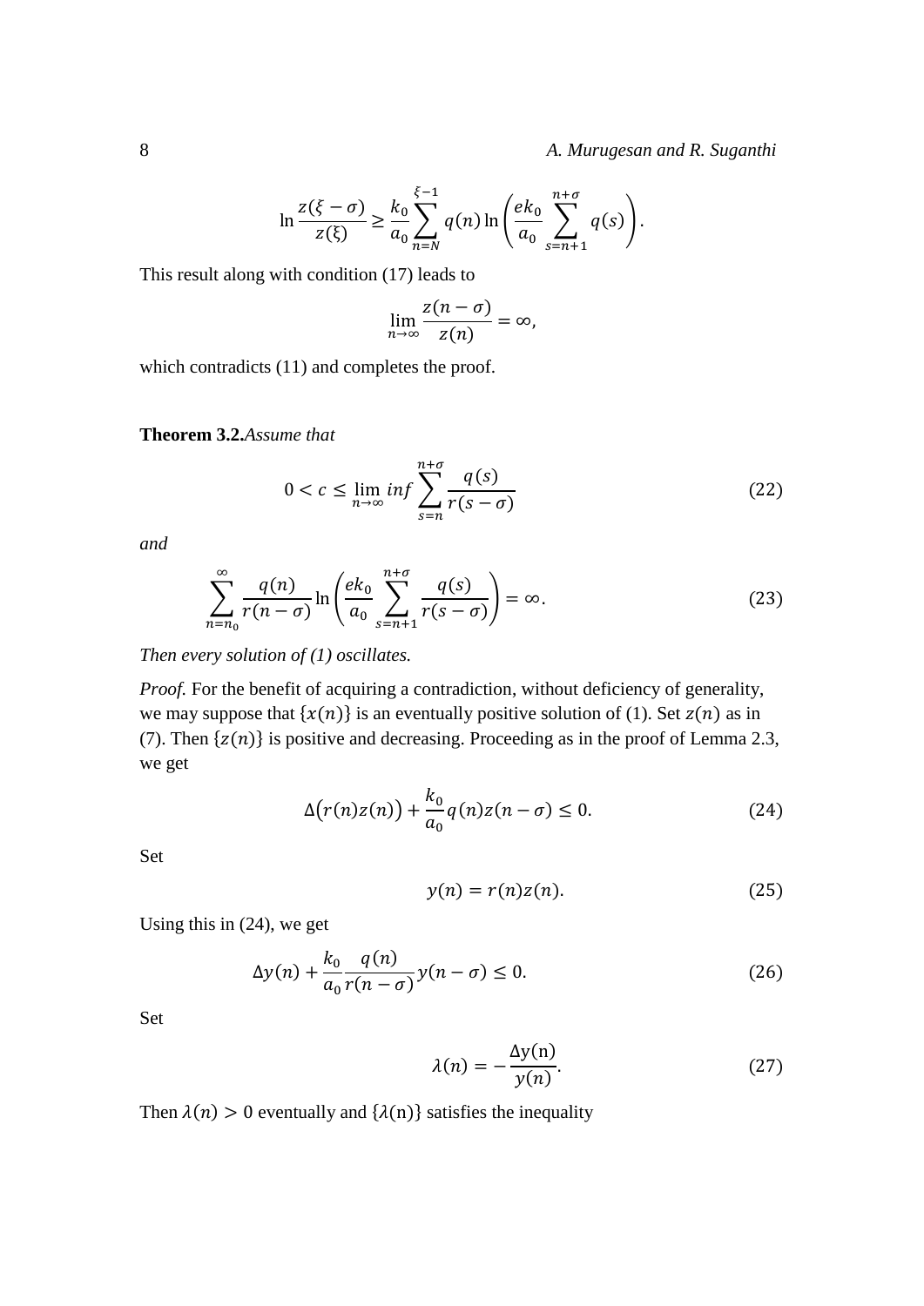$$\ln \frac{z(\xi-\sigma)}{z(\xi)} \geq \frac{k_0}{a_0} \sum_{n=N}^{\xi-1} q(n) \ln\left(\frac{ek_0}{a_0} \sum_{s=n+1}^{n+\sigma} q(s)\right).$$

This result along with condition (17) leads to

$$\lim_{n\to\infty} \frac{z(n-\sigma)}{z(n)} = \infty,$$

which contradicts (11) and completes the proof.

**Theorem 3.2.** *Assume that*

$$0 < c \leq \lim_{n\to\infty} inf \sum_{s=n}^{n+\sigma} \frac{q(s)}{r(s-\sigma)} \tag{22}$$

*and*

$$\sum_{n=n_0}^{\infty} \frac{q(n)}{r(n-\sigma)} \ln\left(\frac{ek_0}{a_0} \sum_{s=n+1}^{n+\sigma} \frac{q(s)}{r(s-\sigma)}\right) = \infty. \tag{23}$$

*Then every solution of (1) oscillates.*

*Proof.* For the benefit of acquiring a contradiction, without deficiency of generality, we may suppose that $\{x(n)\}$ is an eventually positive solution of (1). Set $z(n)$ as in (7). Then $\{z(n)\}$ is positive and decreasing. Proceeding as in the proof of Lemma 2.3, we get

$$\Delta\big(r(n)z(n)\big) + \frac{k_0}{a_0} q(n) z(n-\sigma) \leq 0. \tag{24}$$

Set

$$y(n) = r(n)z(n). \tag{25}$$

Using this in (24), we get

$$\Delta y(n) + \frac{k_0}{a_0} \frac{q(n)}{r(n-\sigma)} y(n-\sigma) \leq 0. \tag{26}$$

Set

$$\lambda(n) = -\frac{\Delta y(n)}{y(n)}. \tag{27}$$

Then $\lambda(n) > 0$ eventually and $\{\lambda(n)\}$ satisfies the inequality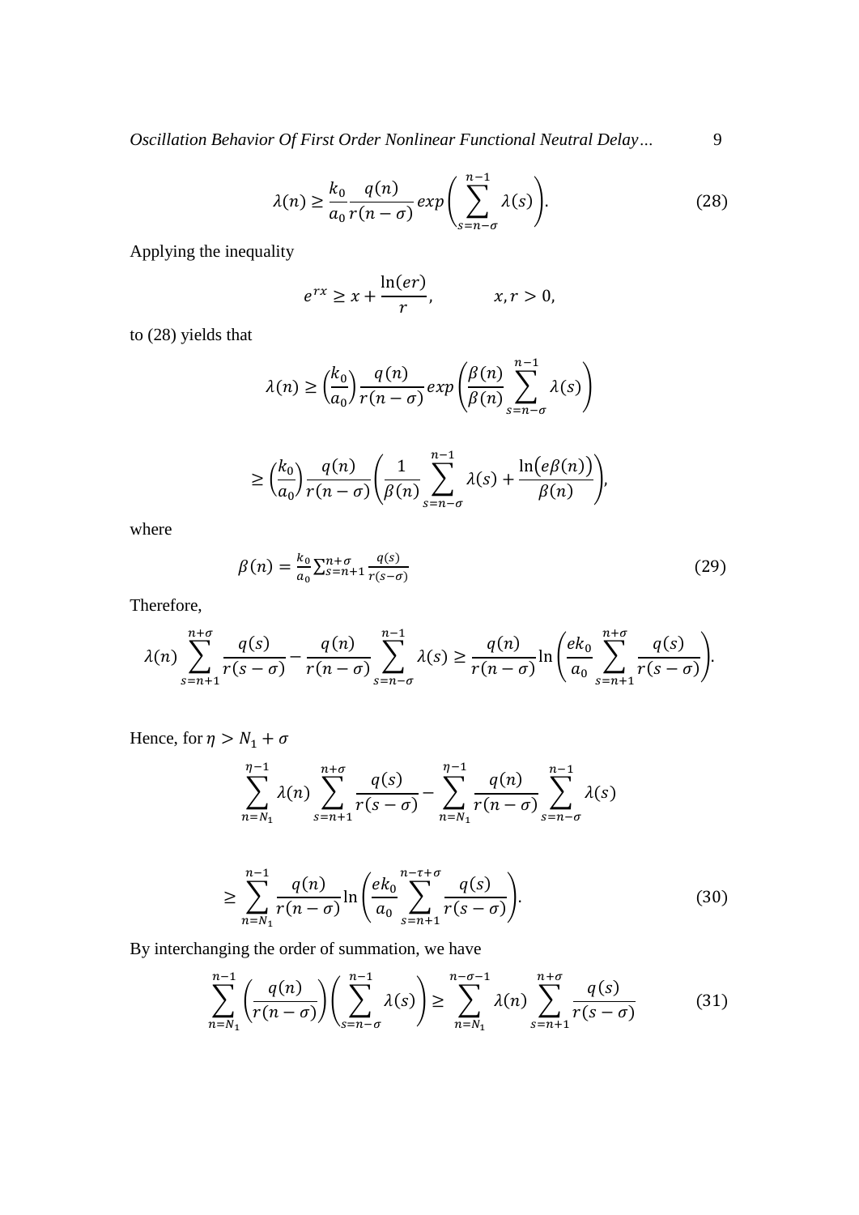$$\lambda(n) \geq \frac{k_0}{a_0} \frac{q(n)}{r(n-\sigma)} exp\left(\sum_{s=n-\sigma}^{n-1} \lambda(s)\right). \tag{28}$$

Applying the inequality

$$e^{rx} \geq x + \frac{\ln(er)}{r}, \qquad x, r > 0,$$

to (28) yields that

$$\lambda(n) \geq \left(\frac{k_0}{a_0}\right) \frac{q(n)}{r(n-\sigma)} exp\left(\frac{\beta(n)}{\beta(n)} \sum_{s=n-\sigma}^{n-1} \lambda(s)\right)$$

$$\geq \left(\frac{k_0}{a_0}\right) \frac{q(n)}{r(n-\sigma)} \left(\frac{1}{\beta(n)} \sum_{s=n-\sigma}^{n-1} \lambda(s) + \frac{\ln\big(e\beta(n)\big)}{\beta(n)}\right),$$

where

$$\beta(n) = \frac{k_0}{a_0} \sum_{s=n+1}^{n+\sigma} \frac{q(s)}{r(s-\sigma)} \tag{29}$$

Therefore,

$$\lambda(n) \sum_{s=n+1}^{n+\sigma} \frac{q(s)}{r(s-\sigma)} - \frac{q(n)}{r(n-\sigma)} \sum_{s=n-\sigma}^{n-1} \lambda(s) \geq \frac{q(n)}{r(n-\sigma)} \ln\left(\frac{ek_0}{a_0} \sum_{s=n+1}^{n+\sigma} \frac{q(s)}{r(s-\sigma)}\right).$$

Hence, for $\eta > N_1 + \sigma$

$$\sum_{n=N_1}^{\eta-1} \lambda(n) \sum_{s=n+1}^{n+\sigma} \frac{q(s)}{r(s-\sigma)} - \sum_{n=N_1}^{\eta-1} \frac{q(n)}{r(n-\sigma)} \sum_{s=n-\sigma}^{n-1} \lambda(s)$$

$$\geq \sum_{n=N_1}^{n-1} \frac{q(n)}{r(n-\sigma)} \ln\left(\frac{ek_0}{a_0} \sum_{s=n+1}^{n-\tau+\sigma} \frac{q(s)}{r(s-\sigma)}\right). \tag{30}$$

By interchanging the order of summation, we have

$$\sum_{n=N_1}^{n-1} \left(\frac{q(n)}{r(n-\sigma)}\right) \left(\sum_{s=n-\sigma}^{n-1} \lambda(s)\right) \geq \sum_{n=N_1}^{n-\sigma-1} \lambda(n) \sum_{s=n+1}^{n+\sigma} \frac{q(s)}{r(s-\sigma)} \tag{31}$$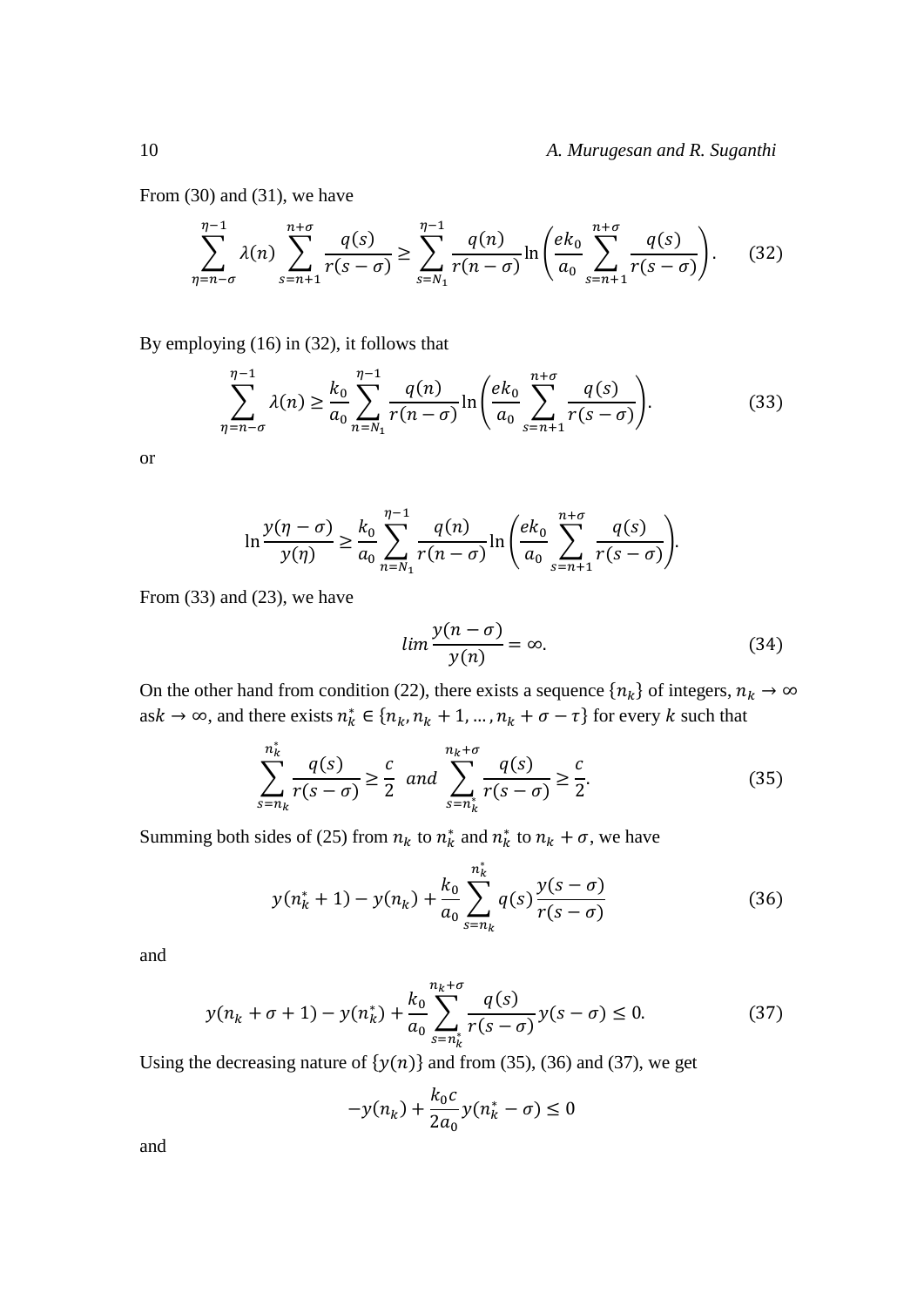From (30) and (31), we have

$$\sum_{\eta=n-\sigma}^{\eta-1} \lambda(n) \sum_{s=n+1}^{n+\sigma} \frac{q(s)}{r(s-\sigma)} \geq \sum_{s=N_1}^{\eta-1} \frac{q(n)}{r(n-\sigma)} \ln\left(\frac{ek_0}{a_0} \sum_{s=n+1}^{n+\sigma} \frac{q(s)}{r(s-\sigma)}\right). \tag{32}$$

By employing (16) in (32), it follows that

$$\sum_{\eta=n-\sigma}^{\eta-1} \lambda(n) \geq \frac{k_0}{a_0} \sum_{n=N_1}^{\eta-1} \frac{q(n)}{r(n-\sigma)} \ln\left(\frac{ek_0}{a_0} \sum_{s=n+1}^{n+\sigma} \frac{q(s)}{r(s-\sigma)}\right). \tag{33}$$

or

$$\ln \frac{y(\eta-\sigma)}{y(\eta)} \geq \frac{k_0}{a_0} \sum_{n=N_1}^{\eta-1} \frac{q(n)}{r(n-\sigma)} \ln\left(\frac{ek_0}{a_0} \sum_{s=n+1}^{n+\sigma} \frac{q(s)}{r(s-\sigma)}\right).$$

From (33) and (23), we have

$$lim \frac{y(n-\sigma)}{y(n)} = \infty. \tag{34}$$

On the other hand from condition (22), there exists a sequence $\{n_k\}$ of integers, $n_k \to \infty$ as$k \to \infty$, and there exists $n_k^* \in \{n_k, n_k+1, \dots, n_k+\sigma-\tau\}$ for every $k$ such that

$$\sum_{s=n_k}^{n_k^*} \frac{q(s)}{r(s-\sigma)} \geq \frac{c}{2} \;\; and \; \sum_{s=n_k^*}^{n_k+\sigma} \frac{q(s)}{r(s-\sigma)} \geq \frac{c}{2}. \tag{35}$$

Summing both sides of (25) from $n_k$ to $n_k^*$ and $n_k^*$ to $n_k+\sigma$, we have

$$y(n_k^*+1) - y(n_k) + \frac{k_0}{a_0} \sum_{s=n_k}^{n_k^*} q(s) \frac{y(s-\sigma)}{r(s-\sigma)} \tag{36}$$

and

$$y(n_k+\sigma+1) - y(n_k^*) + \frac{k_0}{a_0} \sum_{s=n_k^*}^{n_k+\sigma} \frac{q(s)}{r(s-\sigma)} y(s-\sigma) \leq 0. \tag{37}$$

Using the decreasing nature of $\{y(n)\}$ and from (35), (36) and (37), we get

$$-y(n_k) + \frac{k_0 c}{2a_0} y(n_k^*-\sigma) \leq 0$$

and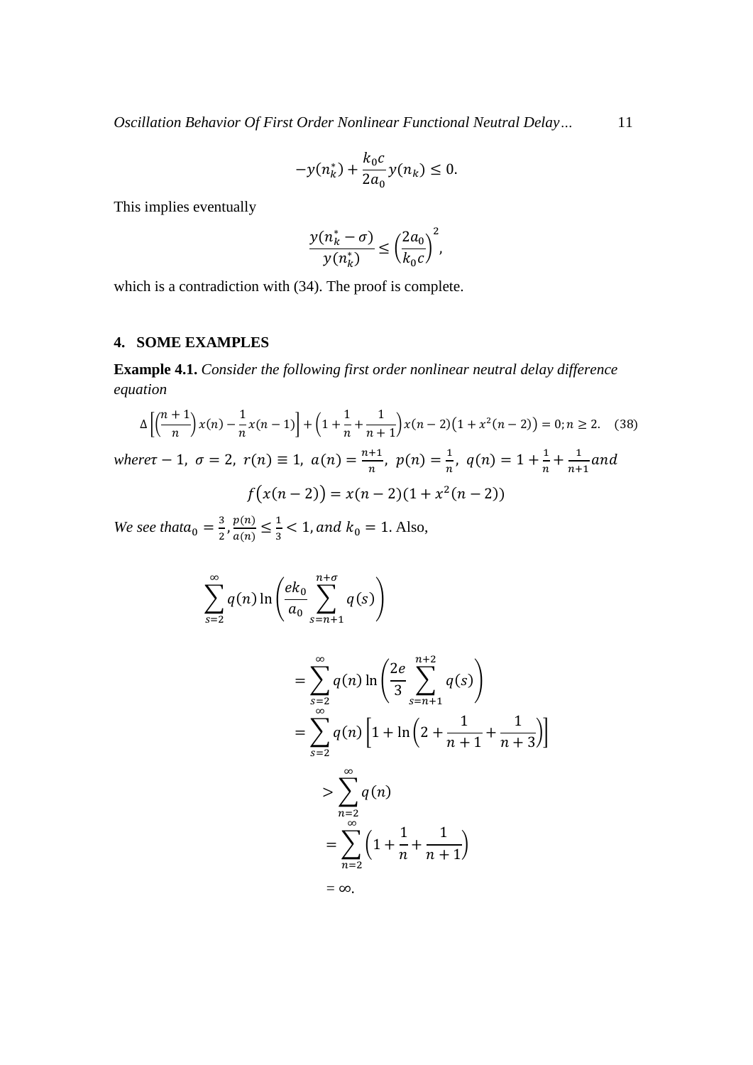$$-y(n_k^*) + \frac{k_0 c}{2a_0} y(n_k) \leq 0.$$

This implies eventually

$$\frac{y(n_k^* - \sigma)}{y(n_k^*)} \leq \left(\frac{2a_0}{k_0 c}\right)^2,$$

which is a contradiction with (34). The proof is complete.

## 4. SOME EXAMPLES

**Example 4.1.** *Consider the following first order nonlinear neutral delay difference equation*

$$\Delta\left[\left(\frac{n+1}{n}\right)x(n) - \frac{1}{n}x(n-1)\right] + \left(1 + \frac{1}{n} + \frac{1}{n+1}\right)x(n-2)\left(1 + x^2(n-2)\right) = 0; n \geq 2. \quad (38)$$

*where* $\tau - 1,\ \sigma = 2,\ r(n) \equiv 1,\ a(n) = \frac{n+1}{n},\ p(n) = \frac{1}{n},\ q(n) = 1 + \frac{1}{n} + \frac{1}{n+1}$ *and*

$$f\big(x(n-2)\big) = x(n-2)(1 + x^2(n-2))$$

*We see that* $a_0 = \frac{3}{2}, \frac{p(n)}{a(n)} \leq \frac{1}{3} < 1,$ *and* $k_0 = 1$. Also,

$$\sum_{s=2}^{\infty} q(n) \ln\left(\frac{ek_0}{a_0}\sum_{s=n+1}^{n+\sigma} q(s)\right)$$

$$= \sum_{s=2}^{\infty} q(n) \ln\left(\frac{2e}{3}\sum_{s=n+1}^{n+2} q(s)\right)$$

$$= \sum_{s=2}^{\infty} q(n)\left[1 + \ln\left(2 + \frac{1}{n+1} + \frac{1}{n+3}\right)\right]$$

$$> \sum_{n=2}^{\infty} q(n)$$

$$= \sum_{n=2}^{\infty}\left(1 + \frac{1}{n} + \frac{1}{n+1}\right)$$

$$= \infty.$$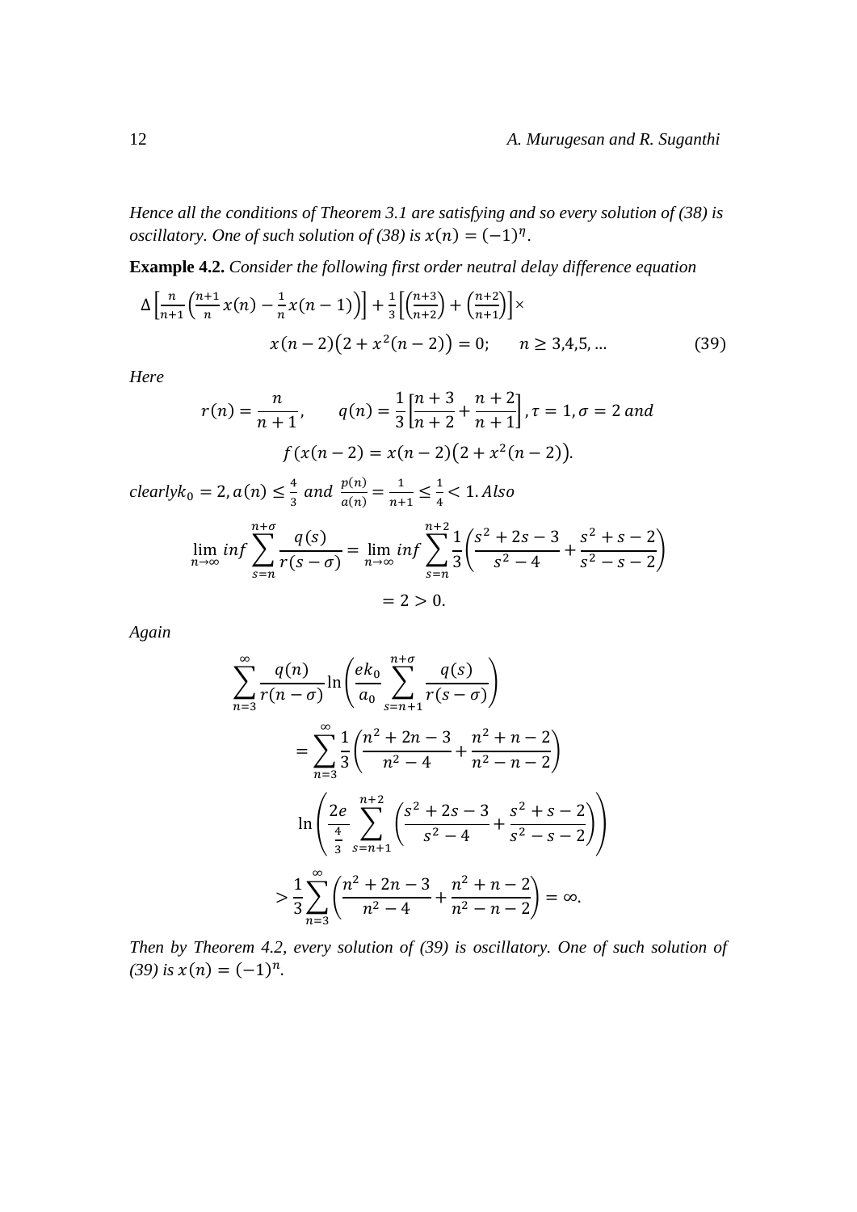*Hence all the conditions of Theorem 3.1 are satisfying and so every solution of (38) is oscillatory. One of such solution of (38) is $x(n) = (-1)^{\eta}$.*

**Example 4.2.** *Consider the following first order neutral delay difference equation*

$$\Delta\left[\frac{n}{n+1}\left(\frac{n+1}{n}x(n) - \frac{1}{n}x(n-1)\right)\right] + \frac{1}{3}\left[\left(\frac{n+3}{n+2}\right) + \left(\frac{n+2}{n+1}\right)\right] \times$$
$$x(n-2)\left(2 + x^2(n-2)\right) = 0; \qquad n \geq 3,4,5,\ldots \tag{39}$$

*Here*

$$r(n) = \frac{n}{n+1}, \qquad q(n) = \frac{1}{3}\left[\frac{n+3}{n+2} + \frac{n+2}{n+1}\right], \tau = 1, \sigma = 2 \textit{ and}$$
$$f(x(n-2) = x(n-2)\left(2 + x^2(n-2)\right).$$

*clearly* $k_0 = 2, a(n) \leq \frac{4}{3}$ *and* $\frac{p(n)}{a(n)} = \frac{1}{n+1} \leq \frac{1}{4} < 1.$ *Also*

$$\lim_{n\to\infty} inf \sum_{s=n}^{n+\sigma} \frac{q(s)}{r(s-\sigma)} = \lim_{n\to\infty} inf \sum_{s=n}^{n+2} \frac{1}{3}\left(\frac{s^2+2s-3}{s^2-4} + \frac{s^2+s-2}{s^2-s-2}\right)$$
$$= 2 > 0.$$

*Again*

$$\sum_{n=3}^{\infty} \frac{q(n)}{r(n-\sigma)} \ln\left(\frac{ek_0}{a_0}\sum_{s=n+1}^{n+\sigma}\frac{q(s)}{r(s-\sigma)}\right)$$
$$= \sum_{n=3}^{\infty} \frac{1}{3}\left(\frac{n^2+2n-3}{n^2-4} + \frac{n^2+n-2}{n^2-n-2}\right)$$
$$\ln\left(\frac{2e}{\frac{4}{3}}\sum_{s=n+1}^{n+2}\left(\frac{s^2+2s-3}{s^2-4} + \frac{s^2+s-2}{s^2-s-2}\right)\right)$$
$$> \frac{1}{3}\sum_{n=3}^{\infty}\left(\frac{n^2+2n-3}{n^2-4} + \frac{n^2+n-2}{n^2-n-2}\right) = \infty.$$

*Then by Theorem 4.2, every solution of (39) is oscillatory. One of such solution of (39) is $x(n) = (-1)^n$.*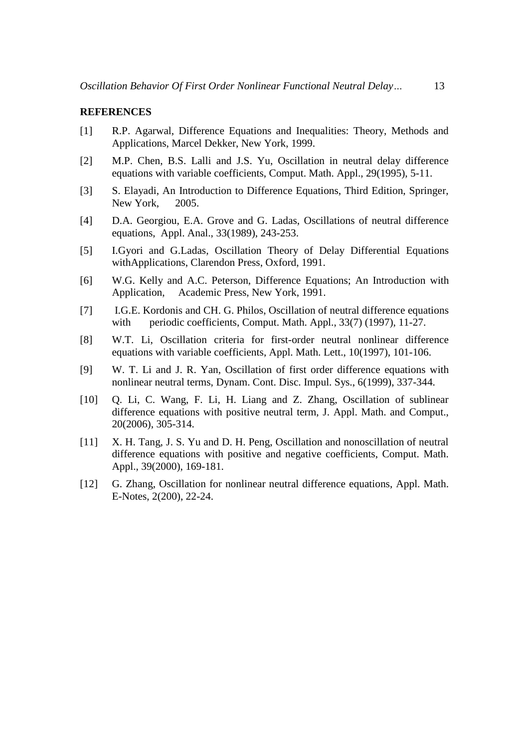## REFERENCES

[1] R.P. Agarwal, Difference Equations and Inequalities: Theory, Methods and Applications, Marcel Dekker, New York, 1999.

[2] M.P. Chen, B.S. Lalli and J.S. Yu, Oscillation in neutral delay difference equations with variable coefficients, Comput. Math. Appl., 29(1995), 5-11.

[3] S. Elayadi, An Introduction to Difference Equations, Third Edition, Springer, New York, 2005.

[4] D.A. Georgiou, E.A. Grove and G. Ladas, Oscillations of neutral difference equations, Appl. Anal., 33(1989), 243-253.

[5] I.Gyori and G.Ladas, Oscillation Theory of Delay Differential Equations withApplications, Clarendon Press, Oxford, 1991.

[6] W.G. Kelly and A.C. Peterson, Difference Equations; An Introduction with Application, Academic Press, New York, 1991.

[7] I.G.E. Kordonis and CH. G. Philos, Oscillation of neutral difference equations with periodic coefficients, Comput. Math. Appl., 33(7) (1997), 11-27.

[8] W.T. Li, Oscillation criteria for first-order neutral nonlinear difference equations with variable coefficients, Appl. Math. Lett., 10(1997), 101-106.

[9] W. T. Li and J. R. Yan, Oscillation of first order difference equations with nonlinear neutral terms, Dynam. Cont. Disc. Impul. Sys., 6(1999), 337-344.

[10] Q. Li, C. Wang, F. Li, H. Liang and Z. Zhang, Oscillation of sublinear difference equations with positive neutral term, J. Appl. Math. and Comput., 20(2006), 305-314.

[11] X. H. Tang, J. S. Yu and D. H. Peng, Oscillation and nonoscillation of neutral difference equations with positive and negative coefficients, Comput. Math. Appl., 39(2000), 169-181.

[12] G. Zhang, Oscillation for nonlinear neutral difference equations, Appl. Math. E-Notes, 2(200), 22-24.